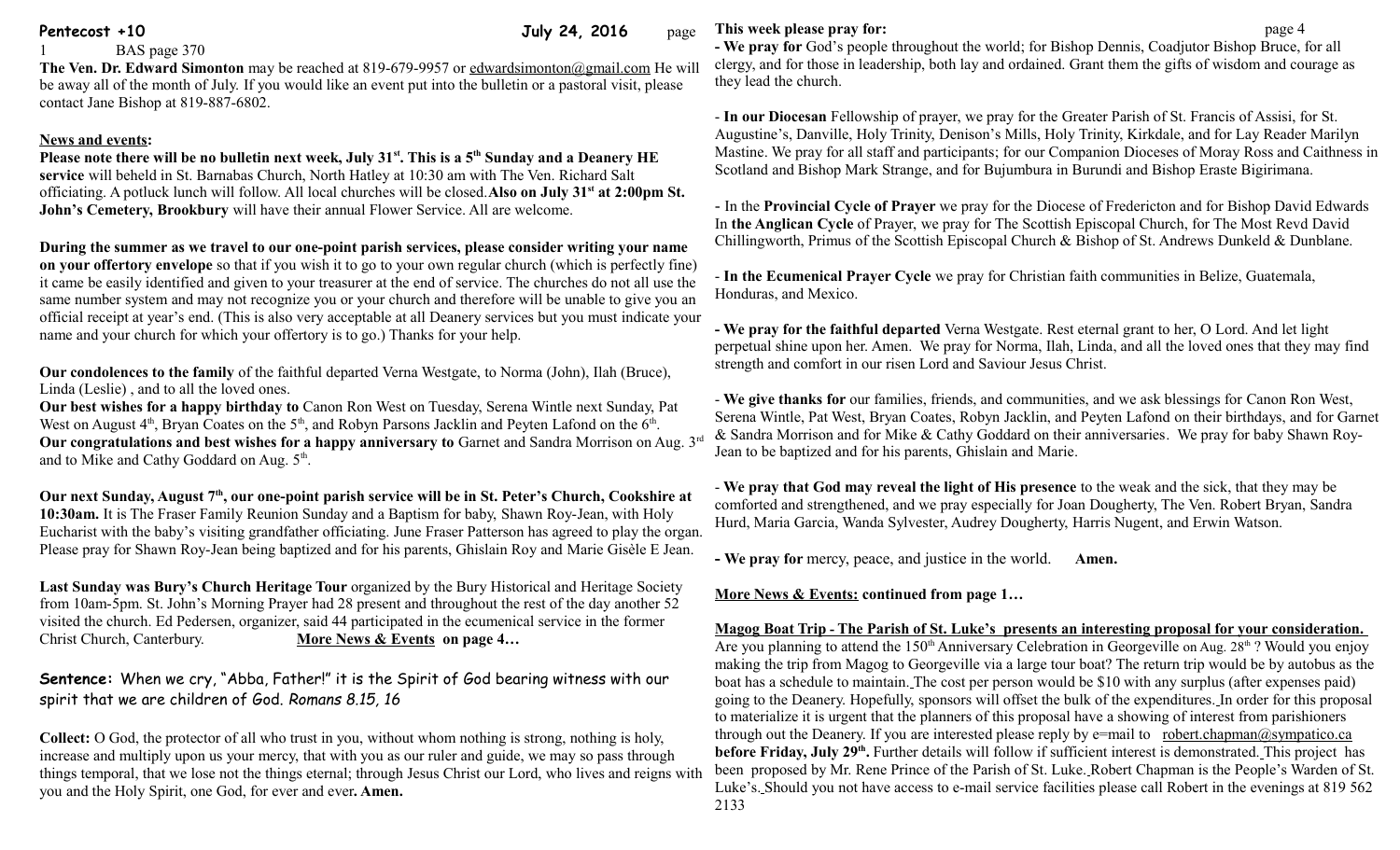**Pentecost +10** **July 24, 2016**

BAS page 370

**The Ven. Dr. Edward Simonton** may be reached at 819-679-9957 or edwardsimonton@gmail.com He will be away all of the month of July. If you would like an event put into the bulletin or a pastoral visit, please contact Jane Bishop at 819-887-6802.

**News and events:**

**Please note there will be no bulletin next week, July 31st. This is a 5th Sunday and a Deanery HE service** will beheld in St. Barnabas Church, North Hatley at 10:30 am with The Ven. Richard Salt officiating. A potluck lunch will follow. All local churches will be closed.**Also on July 31st at 2:00pm St. John's Cemetery, Brookbury** will have their annual Flower Service. All are welcome.

**During the summer as we travel to our one-point parish services, please consider writing your name on your offertory envelope** so that if you wish it to go to your own regular church (which is perfectly fine) it came be easily identified and given to your treasurer at the end of service. The churches do not all use the same number system and may not recognize you or your church and therefore will be unable to give you an official receipt at year's end. (This is also very acceptable at all Deanery services but you must indicate your name and your church for which your offertory is to go.) Thanks for your help.

**Our condolences to the family** of the faithful departed Verna Westgate, to Norma (John), Ilah (Bruce), Linda (Leslie) , and to all the loved ones.

**Our best wishes for a happy birthday to** Canon Ron West on Tuesday, Serena Wintle next Sunday, Pat West on August 4th, Bryan Coates on the 5th, and Robyn Parsons Jacklin and Peyten Lafond on the 6th.

**Our congratulations and best wishes for a happy anniversary to** Garnet and Sandra Morrison on Aug. 3rd and to Mike and Cathy Goddard on Aug. 5th.

**Our next Sunday, August 7th, our one-point parish service will be in St. Peter's Church, Cookshire at 10:30am.** It is The Fraser Family Reunion Sunday and a Baptism for baby, Shawn Roy-Jean, with Holy Eucharist with the baby's visiting grandfather officiating. June Fraser Patterson has agreed to play the organ. Please pray for Shawn Roy-Jean being baptized and for his parents, Ghislain Roy and Marie Gisèle E Jean.

**Last Sunday was Bury's Church Heritage Tour** organized by the Bury Historical and Heritage Society from 10am-5pm. St. John's Morning Prayer had 28 present and throughout the rest of the day another 52 visited the church. Ed Pedersen, organizer, said 44 participated in the ecumenical service in the former Christ Church, Canterbury. **More News & Events on page 4…**

**Sentence:** When we cry, "Abba, Father!" it is the Spirit of God bearing witness with our spirit that we are children of God. *Romans 8.15, 16*

**Collect:** O God, the protector of all who trust in you, without whom nothing is strong, nothing is holy, increase and multiply upon us your mercy, that with you as our ruler and guide, we may so pass through things temporal, that we lose not the things eternal; through Jesus Christ our Lord, who lives and reigns with you and the Holy Spirit, one God, for ever and ever**. Amen.**

**This week please pray for:**

**- We pray for** God's people throughout the world; for Bishop Dennis, Coadjutor Bishop Bruce, for all clergy, and for those in leadership, both lay and ordained. Grant them the gifts of wisdom and courage as they lead the church.

- **In our Diocesan** Fellowship of prayer, we pray for the Greater Parish of St. Francis of Assisi, for St. Augustine's, Danville, Holy Trinity, Denison's Mills, Holy Trinity, Kirkdale, and for Lay Reader Marilyn Mastine. We pray for all staff and participants; for our Companion Dioceses of Moray Ross and Caithness in Scotland and Bishop Mark Strange, and for Bujumbura in Burundi and Bishop Eraste Bigirimana.

- In the **Provincial Cycle of Prayer** we pray for the Diocese of Fredericton and for Bishop David Edwards In **the Anglican Cycle** of Prayer, we pray for The Scottish Episcopal Church, for The Most Revd David Chillingworth, Primus of the Scottish Episcopal Church & Bishop of St. Andrews Dunkeld & Dunblane.

- **In the Ecumenical Prayer Cycle** we pray for Christian faith communities in Belize, Guatemala, Honduras, and Mexico.

**- We pray for the faithful departed** Verna Westgate. Rest eternal grant to her, O Lord. And let light perpetual shine upon her. Amen. We pray for Norma, Ilah, Linda, and all the loved ones that they may find strength and comfort in our risen Lord and Saviour Jesus Christ.

- **We give thanks for** our families, friends, and communities, and we ask blessings for Canon Ron West, Serena Wintle, Pat West, Bryan Coates, Robyn Jacklin, and Peyten Lafond on their birthdays, and for Garnet & Sandra Morrison and for Mike & Cathy Goddard on their anniversaries. We pray for baby Shawn Roy-Jean to be baptized and for his parents, Ghislain and Marie.

- **We pray that God may reveal the light of His presence** to the weak and the sick, that they may be comforted and strengthened, and we pray especially for Joan Dougherty, The Ven. Robert Bryan, Sandra Hurd, Maria Garcia, Wanda Sylvester, Audrey Dougherty, Harris Nugent, and Erwin Watson.

**- We pray for** mercy, peace, and justice in the world. **Amen.**

**More News & Events: continued from page 1…**

**Magog Boat Trip - The Parish of St. Luke's presents an interesting proposal for your consideration.**

Are you planning to attend the 150th Anniversary Celebration in Georgeville on Aug. 28th ? Would you enjoy making the trip from Magog to Georgeville via a large tour boat? The return trip would be by autobus as the boat has a schedule to maintain. The cost per person would be $10 with any surplus (after expenses paid) going to the Deanery. Hopefully, sponsors will offset the bulk of the expenditures. In order for this proposal to materialize it is urgent that the planners of this proposal have a showing of interest from parishioners through out the Deanery. If you are interested please reply by e=mail to robert.chapman@sympatico.ca **before Friday, July 29th.** Further details will follow if sufficient interest is demonstrated. This project has been proposed by Mr. Rene Prince of the Parish of St. Luke. Robert Chapman is the People's Warden of St. Luke's. Should you not have access to e-mail service facilities please call Robert in the evenings at 819 562 2133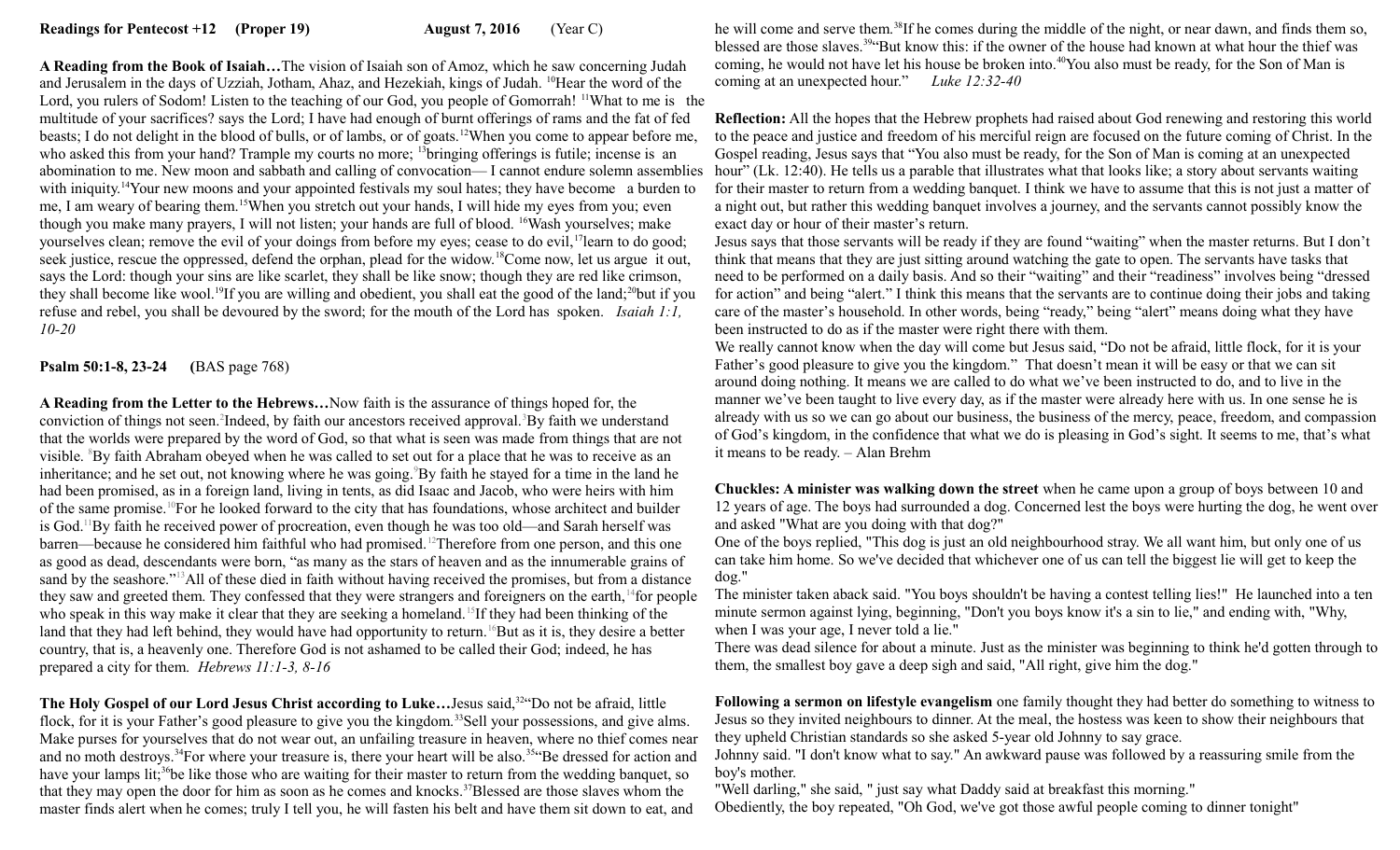**Readings for Pentecost +12 (Proper 19) August 7, 2016 (Year C)**

**A Reading from the Book of Isaiah…**The vision of Isaiah son of Amoz, which he saw concerning Judah and Jerusalem in the days of Uzziah, Jotham, Ahaz, and Hezekiah, kings of Judah. [10]Hear the word of the Lord, you rulers of Sodom! Listen to the teaching of our God, you people of Gomorrah! [11]What to me is the multitude of your sacrifices? says the Lord; I have had enough of burnt offerings of rams and the fat of fed beasts; I do not delight in the blood of bulls, or of lambs, or of goats. [12]When you come to appear before me, who asked this from your hand? Trample my courts no more; [13]bringing offerings is futile; incense is an abomination to me. New moon and sabbath and calling of convocation— I cannot endure solemn assemblies with iniquity. [14]Your new moons and your appointed festivals my soul hates; they have become a burden to me, I am weary of bearing them. [15]When you stretch out your hands, I will hide my eyes from you; even though you make many prayers, I will not listen; your hands are full of blood. [16]Wash yourselves; make yourselves clean; remove the evil of your doings from before my eyes; cease to do evil, [17]learn to do good; seek justice, rescue the oppressed, defend the orphan, plead for the widow. [18]Come now, let us argue it out, says the Lord: though your sins are like scarlet, they shall be like snow; though they are red like crimson, they shall become like wool. [19]If you are willing and obedient, you shall eat the good of the land; [20]but if you refuse and rebel, you shall be devoured by the sword; for the mouth of the Lord has spoken. *Isaiah 1:1, 10-20*

**Psalm 50:1-8, 23-24 (**BAS page 768)

**A Reading from the Letter to the Hebrews…**Now faith is the assurance of things hoped for, the conviction of things not seen. [2]Indeed, by faith our ancestors received approval. [3]By faith we understand that the worlds were prepared by the word of God, so that what is seen was made from things that are not visible. [8]By faith Abraham obeyed when he was called to set out for a place that he was to receive as an inheritance; and he set out, not knowing where he was going. [9]By faith he stayed for a time in the land he had been promised, as in a foreign land, living in tents, as did Isaac and Jacob, who were heirs with him of the same promise. [10]For he looked forward to the city that has foundations, whose architect and builder is God. [11]By faith he received power of procreation, even though he was too old—and Sarah herself was barren—because he considered him faithful who had promised. [12]Therefore from one person, and this one as good as dead, descendants were born, "as many as the stars of heaven and as the innumerable grains of sand by the seashore." [13]All of these died in faith without having received the promises, but from a distance they saw and greeted them. They confessed that they were strangers and foreigners on the earth, [14]for people who speak in this way make it clear that they are seeking a homeland. [15]If they had been thinking of the land that they had left behind, they would have had opportunity to return. [16]But as it is, they desire a better country, that is, a heavenly one. Therefore God is not ashamed to be called their God; indeed, he has prepared a city for them. *Hebrews 11:1-3, 8-16*

**The Holy Gospel of our Lord Jesus Christ according to Luke…**Jesus said, [32]"Do not be afraid, little flock, for it is your Father's good pleasure to give you the kingdom. [33]Sell your possessions, and give alms. Make purses for yourselves that do not wear out, an unfailing treasure in heaven, where no thief comes near and no moth destroys. [34]For where your treasure is, there your heart will be also. [35]"Be dressed for action and have your lamps lit; [36]be like those who are waiting for their master to return from the wedding banquet, so that they may open the door for him as soon as he comes and knocks. [37]Blessed are those slaves whom the master finds alert when he comes; truly I tell you, he will fasten his belt and have them sit down to eat, and he will come and serve them. [38]If he comes during the middle of the night, or near dawn, and finds them so, blessed are those slaves. [39]"But know this: if the owner of the house had known at what hour the thief was coming, he would not have let his house be broken into. [40]You also must be ready, for the Son of Man is coming at an unexpected hour." *Luke 12:32-40*

**Reflection:** All the hopes that the Hebrew prophets had raised about God renewing and restoring this world to the peace and justice and freedom of his merciful reign are focused on the future coming of Christ. In the Gospel reading, Jesus says that "You also must be ready, for the Son of Man is coming at an unexpected hour" (Lk. 12:40). He tells us a parable that illustrates what that looks like; a story about servants waiting for their master to return from a wedding banquet. I think we have to assume that this is not just a matter of a night out, but rather this wedding banquet involves a journey, and the servants cannot possibly know the exact day or hour of their master's return.

Jesus says that those servants will be ready if they are found "waiting" when the master returns. But I don't think that means that they are just sitting around watching the gate to open. The servants have tasks that need to be performed on a daily basis. And so their "waiting" and their "readiness" involves being "dressed for action" and being "alert." I think this means that the servants are to continue doing their jobs and taking care of the master's household. In other words, being "ready," being "alert" means doing what they have been instructed to do as if the master were right there with them.

We really cannot know when the day will come but Jesus said, "Do not be afraid, little flock, for it is your Father's good pleasure to give you the kingdom." That doesn't mean it will be easy or that we can sit around doing nothing. It means we are called to do what we've been instructed to do, and to live in the manner we've been taught to live every day, as if the master were already here with us. In one sense he is already with us so we can go about our business, the business of the mercy, peace, freedom, and compassion of God's kingdom, in the confidence that what we do is pleasing in God's sight. It seems to me, that's what it means to be ready. – Alan Brehm

**Chuckles: A minister was walking down the street** when he came upon a group of boys between 10 and 12 years of age. The boys had surrounded a dog. Concerned lest the boys were hurting the dog, he went over and asked "What are you doing with that dog?"

One of the boys replied, "This dog is just an old neighbourhood stray. We all want him, but only one of us can take him home. So we've decided that whichever one of us can tell the biggest lie will get to keep the dog."

The minister taken aback said. "You boys shouldn't be having a contest telling lies!" He launched into a ten minute sermon against lying, beginning, "Don't you boys know it's a sin to lie," and ending with, "Why, when I was your age, I never told a lie."

There was dead silence for about a minute. Just as the minister was beginning to think he'd gotten through to them, the smallest boy gave a deep sigh and said, "All right, give him the dog."

**Following a sermon on lifestyle evangelism** one family thought they had better do something to witness to Jesus so they invited neighbours to dinner. At the meal, the hostess was keen to show their neighbours that they upheld Christian standards so she asked 5-year old Johnny to say grace.

Johnny said. "I don't know what to say." An awkward pause was followed by a reassuring smile from the boy's mother.

"Well darling," she said, " just say what Daddy said at breakfast this morning."

Obediently, the boy repeated, "Oh God, we've got those awful people coming to dinner tonight"